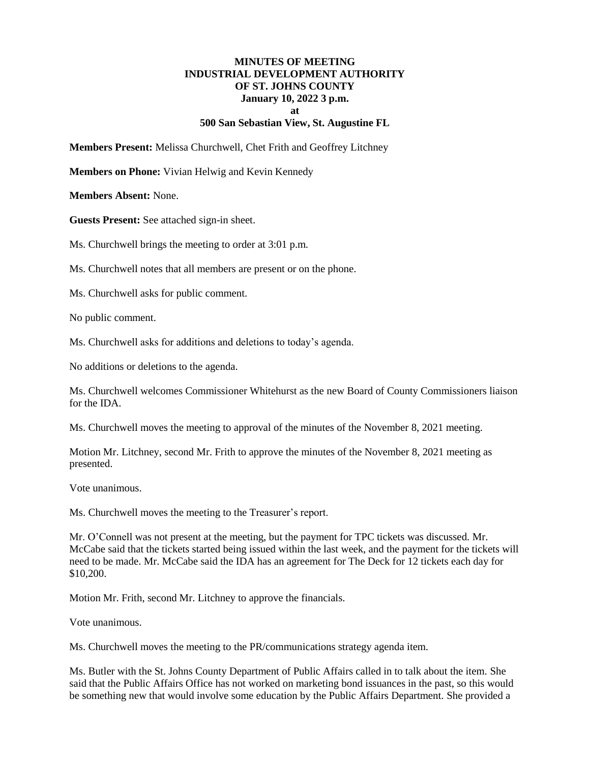# MINUTES OF MEETING
# INDUSTRIAL DEVELOPMENT AUTHORITY
# OF ST. JOHNS COUNTY
## January 10, 2022 3 p.m.
## at
## 500 San Sebastian View, St. Augustine FL

**Members Present:** Melissa Churchwell, Chet Frith and Geoffrey Litchney

**Members on Phone:** Vivian Helwig and Kevin Kennedy

**Members Absent:** None.

**Guests Present:** See attached sign-in sheet.

Ms. Churchwell brings the meeting to order at 3:01 p.m.

Ms. Churchwell notes that all members are present or on the phone.

Ms. Churchwell asks for public comment.

No public comment.

Ms. Churchwell asks for additions and deletions to today's agenda.

No additions or deletions to the agenda.

Ms. Churchwell welcomes Commissioner Whitehurst as the new Board of County Commissioners liaison for the IDA.

Ms. Churchwell moves the meeting to approval of the minutes of the November 8, 2021 meeting.

Motion Mr. Litchney, second Mr. Frith to approve the minutes of the November 8, 2021 meeting as presented.

Vote unanimous.

Ms. Churchwell moves the meeting to the Treasurer's report.

Mr. O'Connell was not present at the meeting, but the payment for TPC tickets was discussed. Mr. McCabe said that the tickets started being issued within the last week, and the payment for the tickets will need to be made. Mr. McCabe said the IDA has an agreement for The Deck for 12 tickets each day for $10,200.

Motion Mr. Frith, second Mr. Litchney to approve the financials.

Vote unanimous.

Ms. Churchwell moves the meeting to the PR/communications strategy agenda item.

Ms. Butler with the St. Johns County Department of Public Affairs called in to talk about the item. She said that the Public Affairs Office has not worked on marketing bond issuances in the past, so this would be something new that would involve some education by the Public Affairs Department. She provided a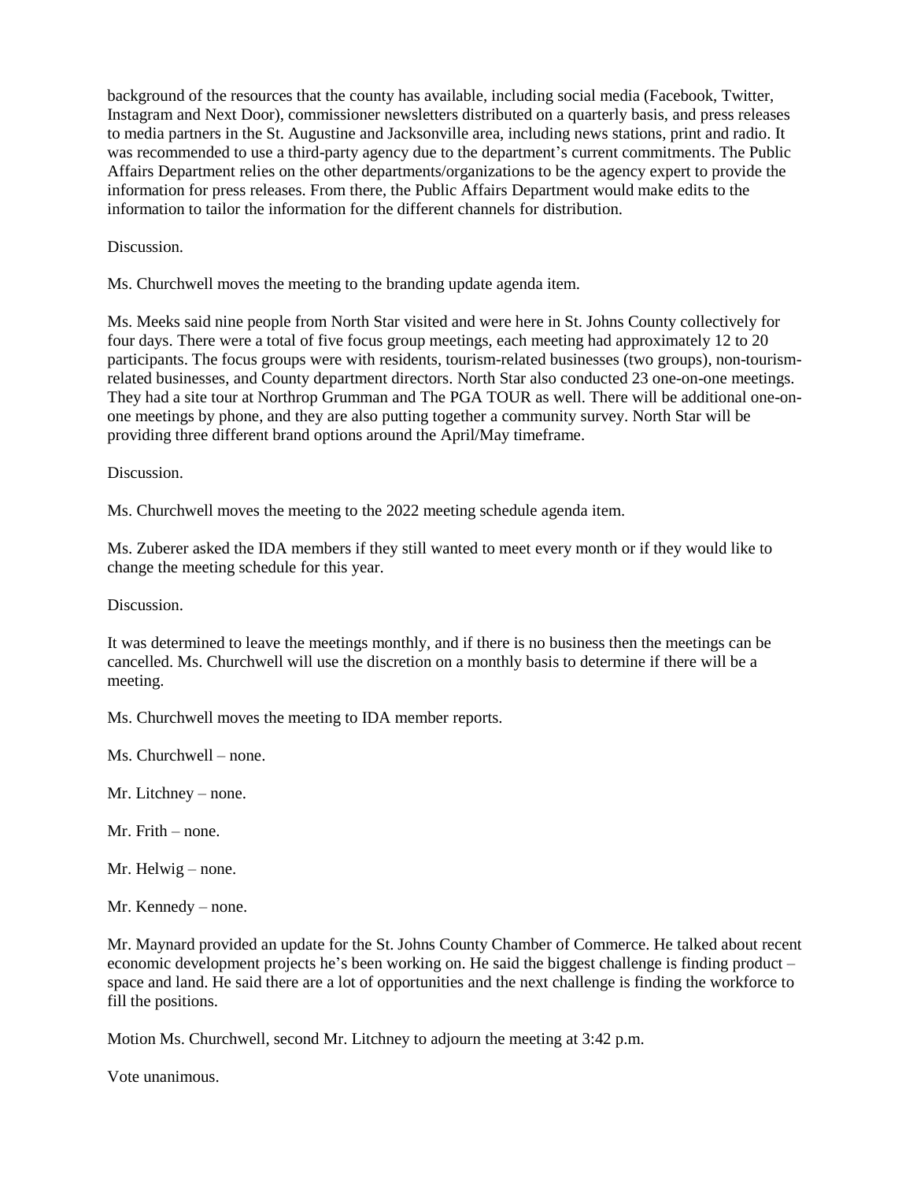background of the resources that the county has available, including social media (Facebook, Twitter, Instagram and Next Door), commissioner newsletters distributed on a quarterly basis, and press releases to media partners in the St. Augustine and Jacksonville area, including news stations, print and radio. It was recommended to use a third-party agency due to the department's current commitments. The Public Affairs Department relies on the other departments/organizations to be the agency expert to provide the information for press releases. From there, the Public Affairs Department would make edits to the information to tailor the information for the different channels for distribution.

Discussion.

Ms. Churchwell moves the meeting to the branding update agenda item.

Ms. Meeks said nine people from North Star visited and were here in St. Johns County collectively for four days. There were a total of five focus group meetings, each meeting had approximately 12 to 20 participants. The focus groups were with residents, tourism-related businesses (two groups), non-tourism-related businesses, and County department directors. North Star also conducted 23 one-on-one meetings. They had a site tour at Northrop Grumman and The PGA TOUR as well. There will be additional one-on-one meetings by phone, and they are also putting together a community survey. North Star will be providing three different brand options around the April/May timeframe.

Discussion.

Ms. Churchwell moves the meeting to the 2022 meeting schedule agenda item.

Ms. Zuberer asked the IDA members if they still wanted to meet every month or if they would like to change the meeting schedule for this year.

Discussion.

It was determined to leave the meetings monthly, and if there is no business then the meetings can be cancelled. Ms. Churchwell will use the discretion on a monthly basis to determine if there will be a meeting.

Ms. Churchwell moves the meeting to IDA member reports.

Ms. Churchwell – none.

Mr. Litchney – none.

Mr. Frith – none.

Mr. Helwig – none.

Mr. Kennedy – none.

Mr. Maynard provided an update for the St. Johns County Chamber of Commerce. He talked about recent economic development projects he's been working on. He said the biggest challenge is finding product – space and land. He said there are a lot of opportunities and the next challenge is finding the workforce to fill the positions.

Motion Ms. Churchwell, second Mr. Litchney to adjourn the meeting at 3:42 p.m.

Vote unanimous.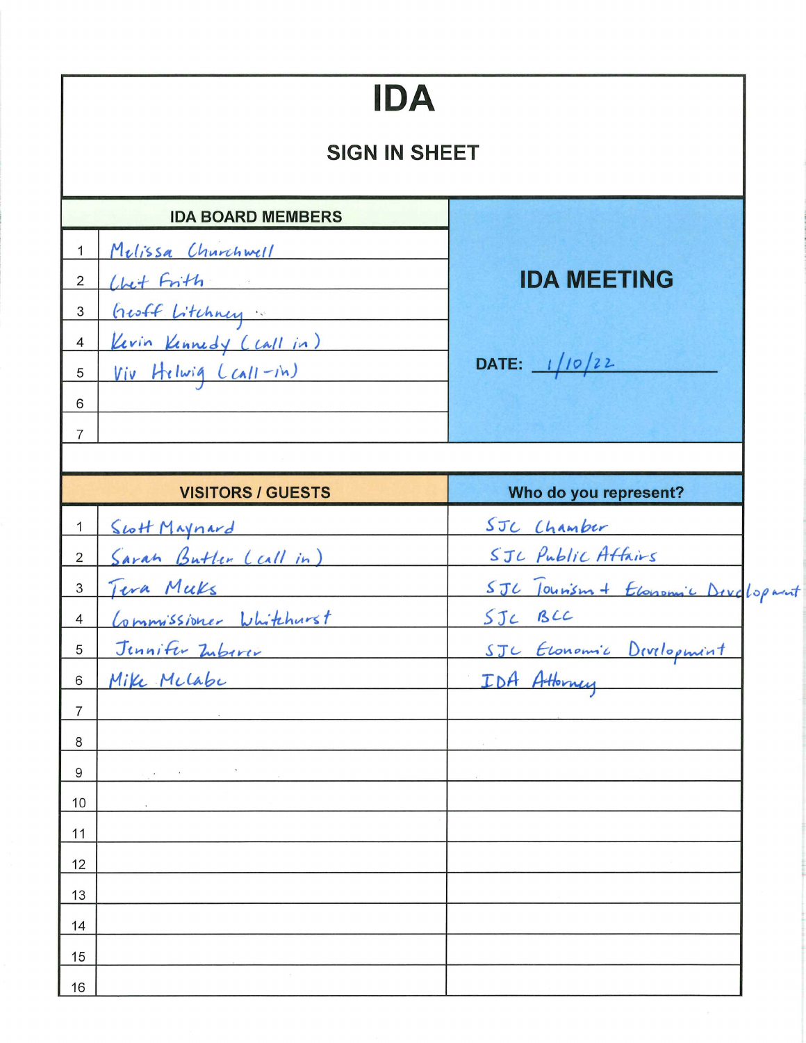# IDA

## SIGN IN SHEET

| | IDA BOARD MEMBERS |
|---|---|
| 1 | Melissa Churchwell |
| 2 | Chet Frith |
| 3 | Geoff Litchney |
| 4 | Kevin Kennedy (call in) |
| 5 | Viv Helwig (call-in) |
| 6 | |
| 7 | |

**IDA MEETING**

**DATE:** 1/10/22

| | VISITORS / GUESTS | Who do you represent? |
|---|---|---|
| 1 | Scott Maynard | SJC Chamber |
| 2 | Sarah Butler (call in) | SJC Public Affairs |
| 3 | Tera Meeks | SJC Tourism + Economic Development |
| 4 | Commissioner Whitehurst | SJC BCC |
| 5 | Jennifer Zuberer | SJC Economic Development |
| 6 | Mike McCabe | IDA Attorney |
| 7 | | |
| 8 | | |
| 9 | | |
| 10 | | |
| 11 | | |
| 12 | | |
| 13 | | |
| 14 | | |
| 15 | | |
| 16 | | |